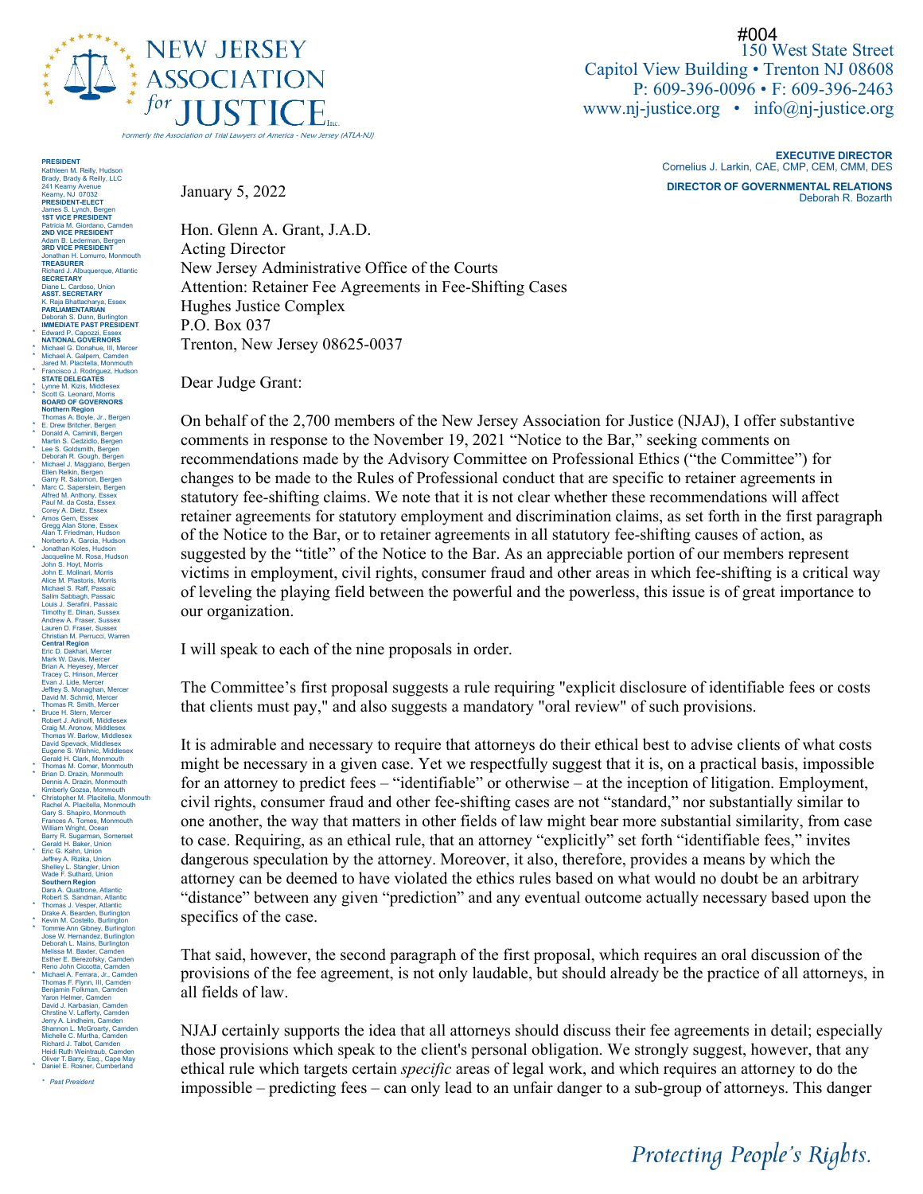#004

# NEW JERSEY ASSOCIATION *for* JUSTICE

*Formerly the Association of Trial Lawyers of America - New Jersey (ATLA-NJ)*

150 West State Street
Capitol View Building • Trenton NJ 08608
P: 609-396-0096 • F: 609-396-2463
www.nj-justice.org • info@nj-justice.org

**EXECUTIVE DIRECTOR**
Cornelius J. Larkin, CAE, CMP, CEM, CMM, DES

**DIRECTOR OF GOVERNMENTAL RELATIONS**
Deborah R. Bozarth

**PRESIDENT**
Kathleen M. Reilly, Hudson
Brady, Brady & Reilly, LLC
241 Kearny Avenue
Kearny, NJ 07032
**PRESIDENT-ELECT**
James S. Lynch, Bergen
**1ST VICE PRESIDENT**
Patricia M. Giordano, Camden
**2ND VICE PRESIDENT**
Adam B. Lederman, Bergen
**3RD VICE PRESIDENT**
Jonathan H. Lomurro, Monmouth
**TREASURER**
Richard J. Albuquerque, Atlantic
**SECRETARY**
Diane L. Cardoso, Union
**ASST. SECRETARY**
K. Raja Bhattacharya, Essex
**PARLIAMENTARIAN**
Deborah S. Dunn, Burlington
**IMMEDIATE PAST PRESIDENT**
\* Edward P. Capozzi, Essex
**NATIONAL GOVERNORS**
\* Michael G. Donahue, III, Mercer
\* Michael A. Galpern, Camden
Jared M. Placitella, Monmouth
\* Francisco J. Rodriguez, Hudson
**STATE DELEGATES**
\* Lynne M. Kizis, Middlesex
\* Scott G. Leonard, Morris
**BOARD OF GOVERNORS**
**Northern Region**
Thomas A. Boyle, Jr., Bergen
\* E. Drew Britcher, Bergen
Donald A. Caminiti, Bergen
Martin S. Cedzidlo, Bergen
\* Lee S. Goldsmith, Bergen
Deborah R. Gough, Bergen
\* Michael J. Maggiano, Bergen
Ellen Relkin, Bergen
Garry R. Salomon, Bergen
\* Marc C. Saperstein, Bergen
Alfred M. Anthony, Essex
Paul M. da Costa, Essex
Corey A. Dietz, Essex
\* Amos Gern, Essex
Gregg Alan Stone, Essex
Alan T. Friedman, Hudson
Norberto A. Garcia, Hudson
\* Jonathan Koles, Hudson
Jacqueline M. Rosa, Hudson
John S. Hoyt, Morris
John E. Molinari, Morris
Alice M. Plastoris, Morris
Michael S. Raff, Passaic
Salim Sabbagh, Passaic
Louis J. Serafini, Passaic
Timothy E. Dinan, Sussex
Andrew A. Fraser, Sussex
Lauren D. Fraser, Sussex
Christian M. Perrucci, Warren
**Central Region**
Eric D. Dakhari, Mercer
Mark W. Davis, Mercer
Brian A. Heyesey, Mercer
Tracey C. Hinson, Mercer
Evan J. Lide, Mercer
Jeffrey S. Monaghan, Mercer
David M. Schmid, Mercer
Thomas R. Smith, Mercer
\* Bruce H. Stern, Mercer
Robert J. Adinolfi, Middlesex
Craig M. Aronow, Middlesex
Thomas W. Barlow, Middlesex
David Spevack, Middlesex
Eugene S. Wishnic, Middlesex
Gerald H. Clark, Monmouth
\* Thomas M. Comer, Monmouth
\* Brian D. Drazin, Monmouth
Dennis A. Drazin, Monmouth
Kimberly Gozsa, Monmouth
\* Christopher M. Placitella, Monmouth
Rachel A. Placitella, Monmouth
Gary S. Shapiro, Monmouth
Frances A. Tomes, Monmouth
William Wright, Ocean
Barry R. Sugarman, Somerset
Gerald H. Baker, Union
\* Eric G. Kahn, Union
Jeffrey A. Rizika, Union
Shelley L. Stangler, Union
Wade F. Suthard, Union
**Southern Region**
Dara A. Quattrone, Atlantic
Robert S. Sandman, Atlantic
\* Thomas J. Vesper, Atlantic
Drake A. Bearden, Burlington
\* Kevin M. Costello, Burlington
\* Tommie Ann Gibney, Burlington
Jose W. Hernandez, Burlington
Deborah L. Mains, Burlington
Melissa M. Baxter, Camden
Esther E. Berezofsky, Camden
Reno John Ciccotta, Camden
\* Michael A. Ferrara, Jr., Camden
Thomas F. Flynn, III, Camden
Benjamin Folkman, Camden
Yaron Helmer, Camden
David J. Karbasian, Camden
Christine V. Lafferty, Camden
Jerry A. Lindheim, Camden
Shannon L. McGroarty, Camden
Michelle C. Murtha, Camden
Richard J. Talbot, Camden
Heidi Ruth Weintraub, Camden
\* Oliver T. Barry, Esq., Cape May
\* Daniel E. Rosner, Cumberland

\* *Past President*

January 5, 2022

Hon. Glenn A. Grant, J.A.D.
Acting Director
New Jersey Administrative Office of the Courts
Attention: Retainer Fee Agreements in Fee-Shifting Cases
Hughes Justice Complex
P.O. Box 037
Trenton, New Jersey 08625-0037

Dear Judge Grant:

On behalf of the 2,700 members of the New Jersey Association for Justice (NJAJ), I offer substantive comments in response to the November 19, 2021 "Notice to the Bar," seeking comments on recommendations made by the Advisory Committee on Professional Ethics ("the Committee") for changes to be made to the Rules of Professional conduct that are specific to retainer agreements in statutory fee-shifting claims. We note that it is not clear whether these recommendations will affect retainer agreements for statutory employment and discrimination claims, as set forth in the first paragraph of the Notice to the Bar, or to retainer agreements in all statutory fee-shifting causes of action, as suggested by the "title" of the Notice to the Bar. As an appreciable portion of our members represent victims in employment, civil rights, consumer fraud and other areas in which fee-shifting is a critical way of leveling the playing field between the powerful and the powerless, this issue is of great importance to our organization.

I will speak to each of the nine proposals in order.

The Committee's first proposal suggests a rule requiring "explicit disclosure of identifiable fees or costs that clients must pay," and also suggests a mandatory "oral review" of such provisions.

It is admirable and necessary to require that attorneys do their ethical best to advise clients of what costs might be necessary in a given case. Yet we respectfully suggest that it is, on a practical basis, impossible for an attorney to predict fees – "identifiable" or otherwise – at the inception of litigation. Employment, civil rights, consumer fraud and other fee-shifting cases are not "standard," nor substantially similar to one another, the way that matters in other fields of law might bear more substantial similarity, from case to case. Requiring, as an ethical rule, that an attorney "explicitly" set forth "identifiable fees," invites dangerous speculation by the attorney. Moreover, it also, therefore, provides a means by which the attorney can be deemed to have violated the ethics rules based on what would no doubt be an arbitrary "distance" between any given "prediction" and any eventual outcome actually necessary based upon the specifics of the case.

That said, however, the second paragraph of the first proposal, which requires an oral discussion of the provisions of the fee agreement, is not only laudable, but should already be the practice of all attorneys, in all fields of law.

NJAJ certainly supports the idea that all attorneys should discuss their fee agreements in detail; especially those provisions which speak to the client's personal obligation. We strongly suggest, however, that any ethical rule which targets certain *specific* areas of legal work, and which requires an attorney to do the impossible – predicting fees – can only lead to an unfair danger to a sub-group of attorneys. This danger

*Protecting People's Rights.*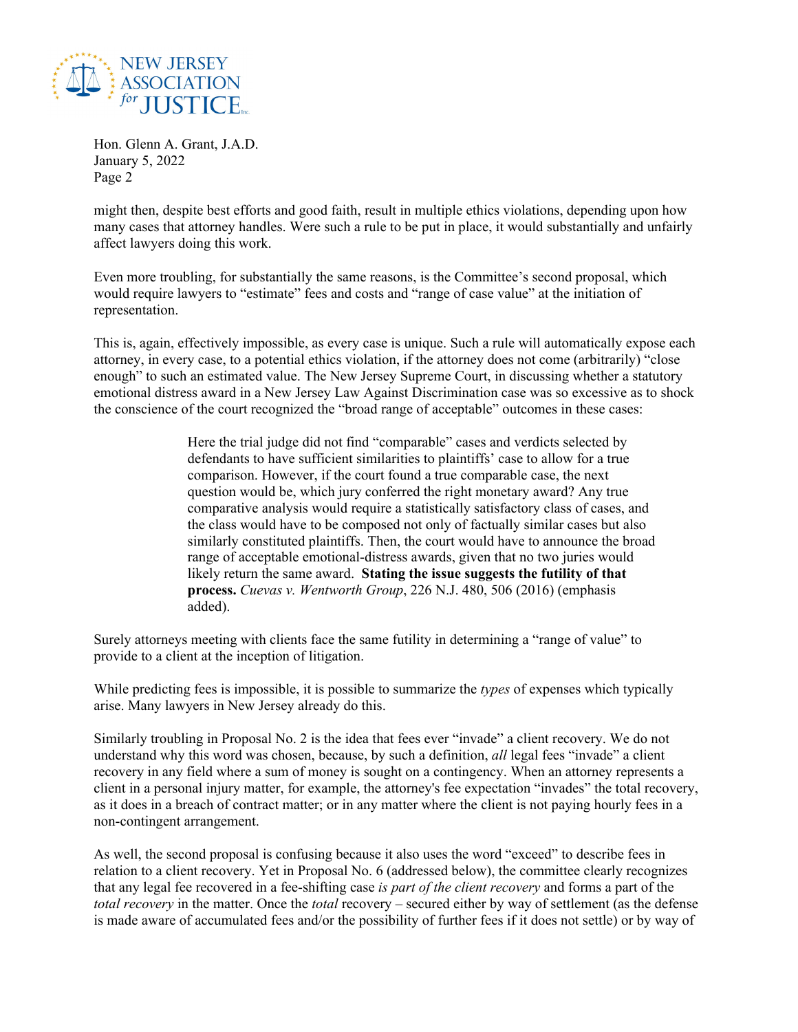might then, despite best efforts and good faith, result in multiple ethics violations, depending upon how many cases that attorney handles. Were such a rule to be put in place, it would substantially and unfairly affect lawyers doing this work.

Even more troubling, for substantially the same reasons, is the Committee's second proposal, which would require lawyers to "estimate" fees and costs and "range of case value" at the initiation of representation.

This is, again, effectively impossible, as every case is unique. Such a rule will automatically expose each attorney, in every case, to a potential ethics violation, if the attorney does not come (arbitrarily) "close enough" to such an estimated value. The New Jersey Supreme Court, in discussing whether a statutory emotional distress award in a New Jersey Law Against Discrimination case was so excessive as to shock the conscience of the court recognized the "broad range of acceptable" outcomes in these cases:

> Here the trial judge did not find "comparable" cases and verdicts selected by defendants to have sufficient similarities to plaintiffs' case to allow for a true comparison. However, if the court found a true comparable case, the next question would be, which jury conferred the right monetary award? Any true comparative analysis would require a statistically satisfactory class of cases, and the class would have to be composed not only of factually similar cases but also similarly constituted plaintiffs. Then, the court would have to announce the broad range of acceptable emotional-distress awards, given that no two juries would likely return the same award. **Stating the issue suggests the futility of that process.** *Cuevas v. Wentworth Group*, 226 N.J. 480, 506 (2016) (emphasis added).

Surely attorneys meeting with clients face the same futility in determining a "range of value" to provide to a client at the inception of litigation.

While predicting fees is impossible, it is possible to summarize the *types* of expenses which typically arise. Many lawyers in New Jersey already do this.

Similarly troubling in Proposal No. 2 is the idea that fees ever "invade" a client recovery. We do not understand why this word was chosen, because, by such a definition, *all* legal fees "invade" a client recovery in any field where a sum of money is sought on a contingency. When an attorney represents a client in a personal injury matter, for example, the attorney's fee expectation "invades" the total recovery, as it does in a breach of contract matter; or in any matter where the client is not paying hourly fees in a non-contingent arrangement.

As well, the second proposal is confusing because it also uses the word "exceed" to describe fees in relation to a client recovery. Yet in Proposal No. 6 (addressed below), the committee clearly recognizes that any legal fee recovered in a fee-shifting case *is part of the client recovery* and forms a part of the *total recovery* in the matter. Once the *total* recovery – secured either by way of settlement (as the defense is made aware of accumulated fees and/or the possibility of further fees if it does not settle) or by way of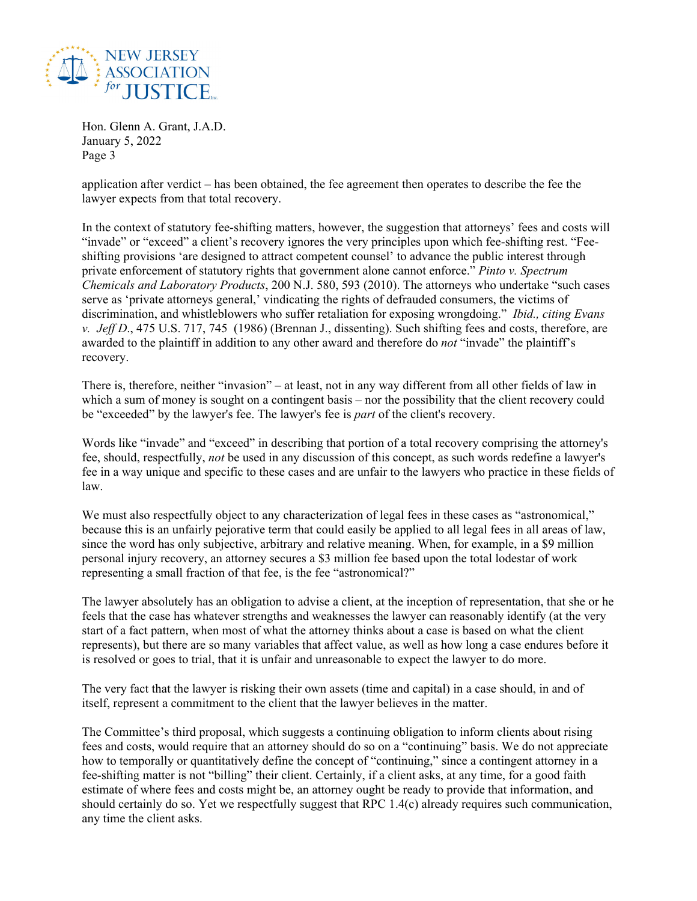application after verdict – has been obtained, the fee agreement then operates to describe the fee the lawyer expects from that total recovery.

In the context of statutory fee-shifting matters, however, the suggestion that attorneys' fees and costs will "invade" or "exceed" a client's recovery ignores the very principles upon which fee-shifting rest. "Fee-shifting provisions 'are designed to attract competent counsel' to advance the public interest through private enforcement of statutory rights that government alone cannot enforce." *Pinto v. Spectrum Chemicals and Laboratory Products*, 200 N.J. 580, 593 (2010). The attorneys who undertake "such cases serve as 'private attorneys general,' vindicating the rights of defrauded consumers, the victims of discrimination, and whistleblowers who suffer retaliation for exposing wrongdoing." *Ibid., citing Evans v. Jeff D*., 475 U.S. 717, 745 (1986) (Brennan J., dissenting). Such shifting fees and costs, therefore, are awarded to the plaintiff in addition to any other award and therefore do *not* "invade" the plaintiff's recovery.

There is, therefore, neither "invasion" – at least, not in any way different from all other fields of law in which a sum of money is sought on a contingent basis – nor the possibility that the client recovery could be "exceeded" by the lawyer's fee. The lawyer's fee is *part* of the client's recovery.

Words like "invade" and "exceed" in describing that portion of a total recovery comprising the attorney's fee, should, respectfully, *not* be used in any discussion of this concept, as such words redefine a lawyer's fee in a way unique and specific to these cases and are unfair to the lawyers who practice in these fields of law.

We must also respectfully object to any characterization of legal fees in these cases as "astronomical," because this is an unfairly pejorative term that could easily be applied to all legal fees in all areas of law, since the word has only subjective, arbitrary and relative meaning. When, for example, in a $9 million personal injury recovery, an attorney secures a $3 million fee based upon the total lodestar of work representing a small fraction of that fee, is the fee "astronomical?"

The lawyer absolutely has an obligation to advise a client, at the inception of representation, that she or he feels that the case has whatever strengths and weaknesses the lawyer can reasonably identify (at the very start of a fact pattern, when most of what the attorney thinks about a case is based on what the client represents), but there are so many variables that affect value, as well as how long a case endures before it is resolved or goes to trial, that it is unfair and unreasonable to expect the lawyer to do more.

The very fact that the lawyer is risking their own assets (time and capital) in a case should, in and of itself, represent a commitment to the client that the lawyer believes in the matter.

The Committee's third proposal, which suggests a continuing obligation to inform clients about rising fees and costs, would require that an attorney should do so on a "continuing" basis. We do not appreciate how to temporally or quantitatively define the concept of "continuing," since a contingent attorney in a fee-shifting matter is not "billing" their client. Certainly, if a client asks, at any time, for a good faith estimate of where fees and costs might be, an attorney ought be ready to provide that information, and should certainly do so. Yet we respectfully suggest that RPC 1.4(c) already requires such communication, any time the client asks.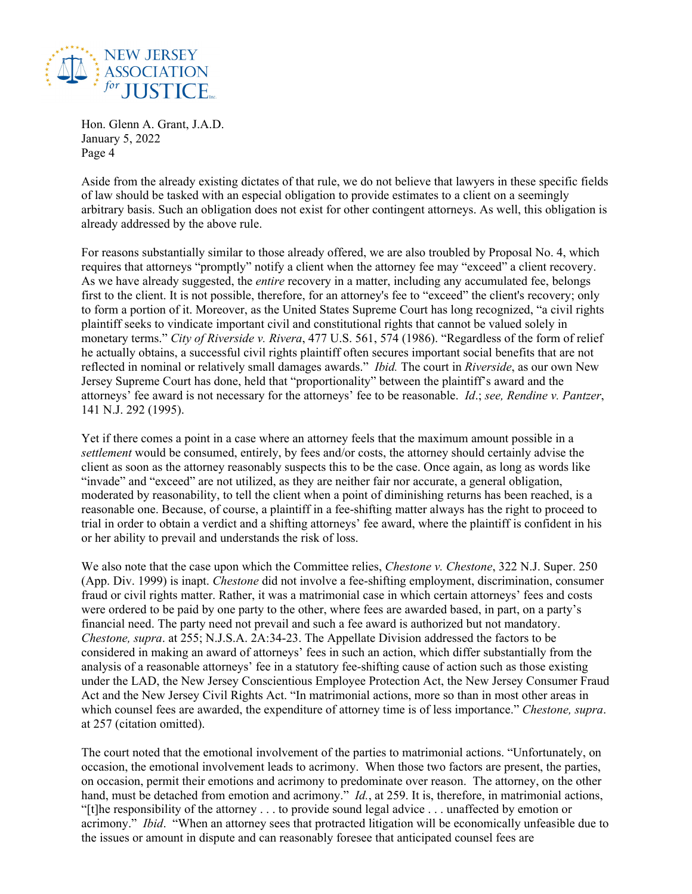Aside from the already existing dictates of that rule, we do not believe that lawyers in these specific fields of law should be tasked with an especial obligation to provide estimates to a client on a seemingly arbitrary basis. Such an obligation does not exist for other contingent attorneys. As well, this obligation is already addressed by the above rule.

For reasons substantially similar to those already offered, we are also troubled by Proposal No. 4, which requires that attorneys "promptly" notify a client when the attorney fee may "exceed" a client recovery. As we have already suggested, the *entire* recovery in a matter, including any accumulated fee, belongs first to the client. It is not possible, therefore, for an attorney's fee to "exceed" the client's recovery; only to form a portion of it. Moreover, as the United States Supreme Court has long recognized, "a civil rights plaintiff seeks to vindicate important civil and constitutional rights that cannot be valued solely in monetary terms." *City of Riverside v. Rivera*, 477 U.S. 561, 574 (1986). "Regardless of the form of relief he actually obtains, a successful civil rights plaintiff often secures important social benefits that are not reflected in nominal or relatively small damages awards." *Ibid.* The court in *Riverside*, as our own New Jersey Supreme Court has done, held that "proportionality" between the plaintiff's award and the attorneys' fee award is not necessary for the attorneys' fee to be reasonable. *Id*.; *see, Rendine v. Pantzer*, 141 N.J. 292 (1995).

Yet if there comes a point in a case where an attorney feels that the maximum amount possible in a *settlement* would be consumed, entirely, by fees and/or costs, the attorney should certainly advise the client as soon as the attorney reasonably suspects this to be the case. Once again, as long as words like "invade" and "exceed" are not utilized, as they are neither fair nor accurate, a general obligation, moderated by reasonability, to tell the client when a point of diminishing returns has been reached, is a reasonable one. Because, of course, a plaintiff in a fee-shifting matter always has the right to proceed to trial in order to obtain a verdict and a shifting attorneys' fee award, where the plaintiff is confident in his or her ability to prevail and understands the risk of loss.

We also note that the case upon which the Committee relies, *Chestone v. Chestone*, 322 N.J. Super. 250 (App. Div. 1999) is inapt. *Chestone* did not involve a fee-shifting employment, discrimination, consumer fraud or civil rights matter. Rather, it was a matrimonial case in which certain attorneys' fees and costs were ordered to be paid by one party to the other, where fees are awarded based, in part, on a party's financial need. The party need not prevail and such a fee award is authorized but not mandatory. *Chestone, supra*. at 255; N.J.S.A. 2A:34-23. The Appellate Division addressed the factors to be considered in making an award of attorneys' fees in such an action, which differ substantially from the analysis of a reasonable attorneys' fee in a statutory fee-shifting cause of action such as those existing under the LAD, the New Jersey Conscientious Employee Protection Act, the New Jersey Consumer Fraud Act and the New Jersey Civil Rights Act. "In matrimonial actions, more so than in most other areas in which counsel fees are awarded, the expenditure of attorney time is of less importance." *Chestone, supra*. at 257 (citation omitted).

The court noted that the emotional involvement of the parties to matrimonial actions. "Unfortunately, on occasion, the emotional involvement leads to acrimony. When those two factors are present, the parties, on occasion, permit their emotions and acrimony to predominate over reason. The attorney, on the other hand, must be detached from emotion and acrimony." *Id.*, at 259. It is, therefore, in matrimonial actions, "[t]he responsibility of the attorney . . . to provide sound legal advice . . . unaffected by emotion or acrimony." *Ibid*. "When an attorney sees that protracted litigation will be economically unfeasible due to the issues or amount in dispute and can reasonably foresee that anticipated counsel fees are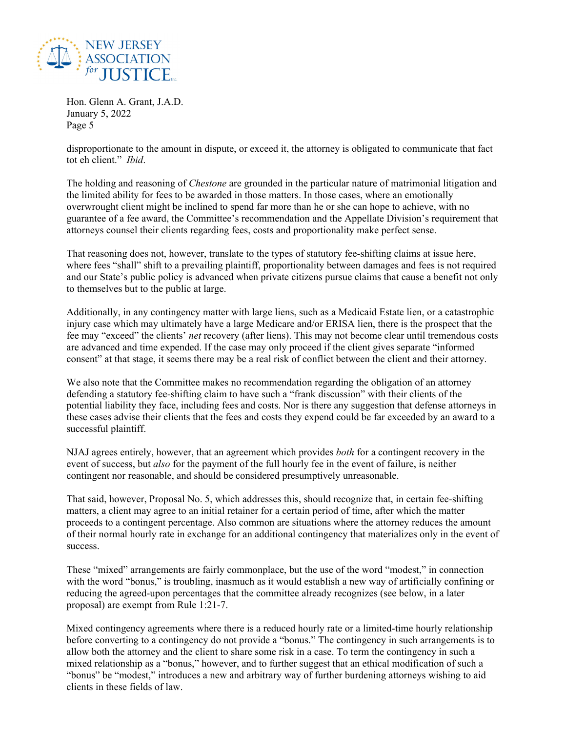disproportionate to the amount in dispute, or exceed it, the attorney is obligated to communicate that fact tot eh client." *Ibid*.

The holding and reasoning of *Chestone* are grounded in the particular nature of matrimonial litigation and the limited ability for fees to be awarded in those matters. In those cases, where an emotionally overwrought client might be inclined to spend far more than he or she can hope to achieve, with no guarantee of a fee award, the Committee's recommendation and the Appellate Division's requirement that attorneys counsel their clients regarding fees, costs and proportionality make perfect sense.

That reasoning does not, however, translate to the types of statutory fee-shifting claims at issue here, where fees "shall" shift to a prevailing plaintiff, proportionality between damages and fees is not required and our State's public policy is advanced when private citizens pursue claims that cause a benefit not only to themselves but to the public at large.

Additionally, in any contingency matter with large liens, such as a Medicaid Estate lien, or a catastrophic injury case which may ultimately have a large Medicare and/or ERISA lien, there is the prospect that the fee may "exceed" the clients' *net* recovery (after liens). This may not become clear until tremendous costs are advanced and time expended. If the case may only proceed if the client gives separate "informed consent" at that stage, it seems there may be a real risk of conflict between the client and their attorney.

We also note that the Committee makes no recommendation regarding the obligation of an attorney defending a statutory fee-shifting claim to have such a "frank discussion" with their clients of the potential liability they face, including fees and costs. Nor is there any suggestion that defense attorneys in these cases advise their clients that the fees and costs they expend could be far exceeded by an award to a successful plaintiff.

NJAJ agrees entirely, however, that an agreement which provides *both* for a contingent recovery in the event of success, but *also* for the payment of the full hourly fee in the event of failure, is neither contingent nor reasonable, and should be considered presumptively unreasonable.

That said, however, Proposal No. 5, which addresses this, should recognize that, in certain fee-shifting matters, a client may agree to an initial retainer for a certain period of time, after which the matter proceeds to a contingent percentage. Also common are situations where the attorney reduces the amount of their normal hourly rate in exchange for an additional contingency that materializes only in the event of success.

These "mixed" arrangements are fairly commonplace, but the use of the word "modest," in connection with the word "bonus," is troubling, inasmuch as it would establish a new way of artificially confining or reducing the agreed-upon percentages that the committee already recognizes (see below, in a later proposal) are exempt from Rule 1:21-7.

Mixed contingency agreements where there is a reduced hourly rate or a limited-time hourly relationship before converting to a contingency do not provide a "bonus." The contingency in such arrangements is to allow both the attorney and the client to share some risk in a case. To term the contingency in such a mixed relationship as a "bonus," however, and to further suggest that an ethical modification of such a "bonus" be "modest," introduces a new and arbitrary way of further burdening attorneys wishing to aid clients in these fields of law.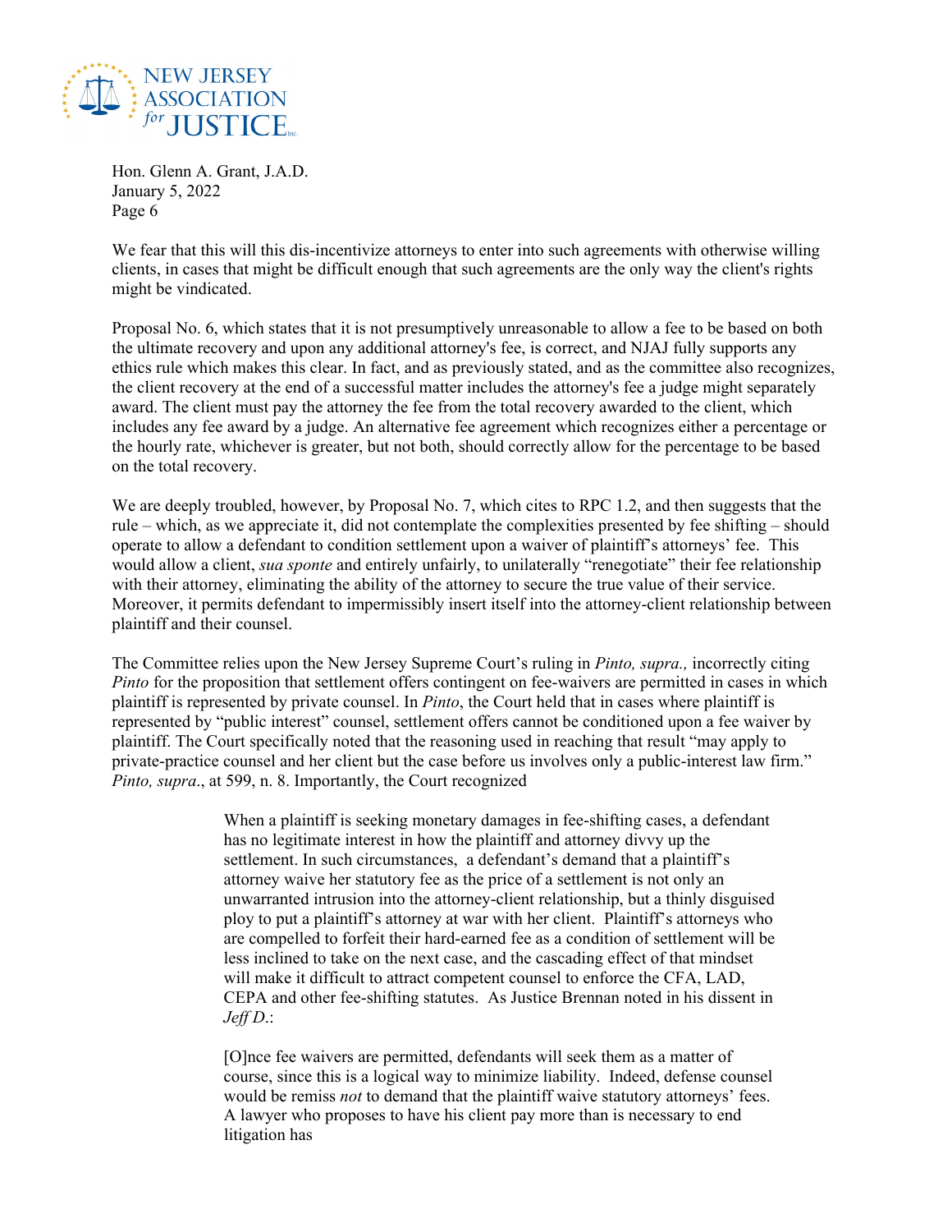We fear that this will this dis-incentivize attorneys to enter into such agreements with otherwise willing clients, in cases that might be difficult enough that such agreements are the only way the client's rights might be vindicated.

Proposal No. 6, which states that it is not presumptively unreasonable to allow a fee to be based on both the ultimate recovery and upon any additional attorney's fee, is correct, and NJAJ fully supports any ethics rule which makes this clear. In fact, and as previously stated, and as the committee also recognizes, the client recovery at the end of a successful matter includes the attorney's fee a judge might separately award. The client must pay the attorney the fee from the total recovery awarded to the client, which includes any fee award by a judge. An alternative fee agreement which recognizes either a percentage or the hourly rate, whichever is greater, but not both, should correctly allow for the percentage to be based on the total recovery.

We are deeply troubled, however, by Proposal No. 7, which cites to RPC 1.2, and then suggests that the rule – which, as we appreciate it, did not contemplate the complexities presented by fee shifting – should operate to allow a defendant to condition settlement upon a waiver of plaintiff's attorneys' fee. This would allow a client, *sua sponte* and entirely unfairly, to unilaterally "renegotiate" their fee relationship with their attorney, eliminating the ability of the attorney to secure the true value of their service. Moreover, it permits defendant to impermissibly insert itself into the attorney-client relationship between plaintiff and their counsel.

The Committee relies upon the New Jersey Supreme Court's ruling in *Pinto, supra.,* incorrectly citing *Pinto* for the proposition that settlement offers contingent on fee-waivers are permitted in cases in which plaintiff is represented by private counsel. In *Pinto*, the Court held that in cases where plaintiff is represented by "public interest" counsel, settlement offers cannot be conditioned upon a fee waiver by plaintiff. The Court specifically noted that the reasoning used in reaching that result "may apply to private-practice counsel and her client but the case before us involves only a public-interest law firm." *Pinto, supra*., at 599, n. 8. Importantly, the Court recognized

> When a plaintiff is seeking monetary damages in fee-shifting cases, a defendant has no legitimate interest in how the plaintiff and attorney divvy up the settlement. In such circumstances, a defendant's demand that a plaintiff's attorney waive her statutory fee as the price of a settlement is not only an unwarranted intrusion into the attorney-client relationship, but a thinly disguised ploy to put a plaintiff's attorney at war with her client. Plaintiff's attorneys who are compelled to forfeit their hard-earned fee as a condition of settlement will be less inclined to take on the next case, and the cascading effect of that mindset will make it difficult to attract competent counsel to enforce the CFA, LAD, CEPA and other fee-shifting statutes. As Justice Brennan noted in his dissent in *Jeff D.*:
>
> [O]nce fee waivers are permitted, defendants will seek them as a matter of course, since this is a logical way to minimize liability. Indeed, defense counsel would be remiss *not* to demand that the plaintiff waive statutory attorneys' fees. A lawyer who proposes to have his client pay more than is necessary to end litigation has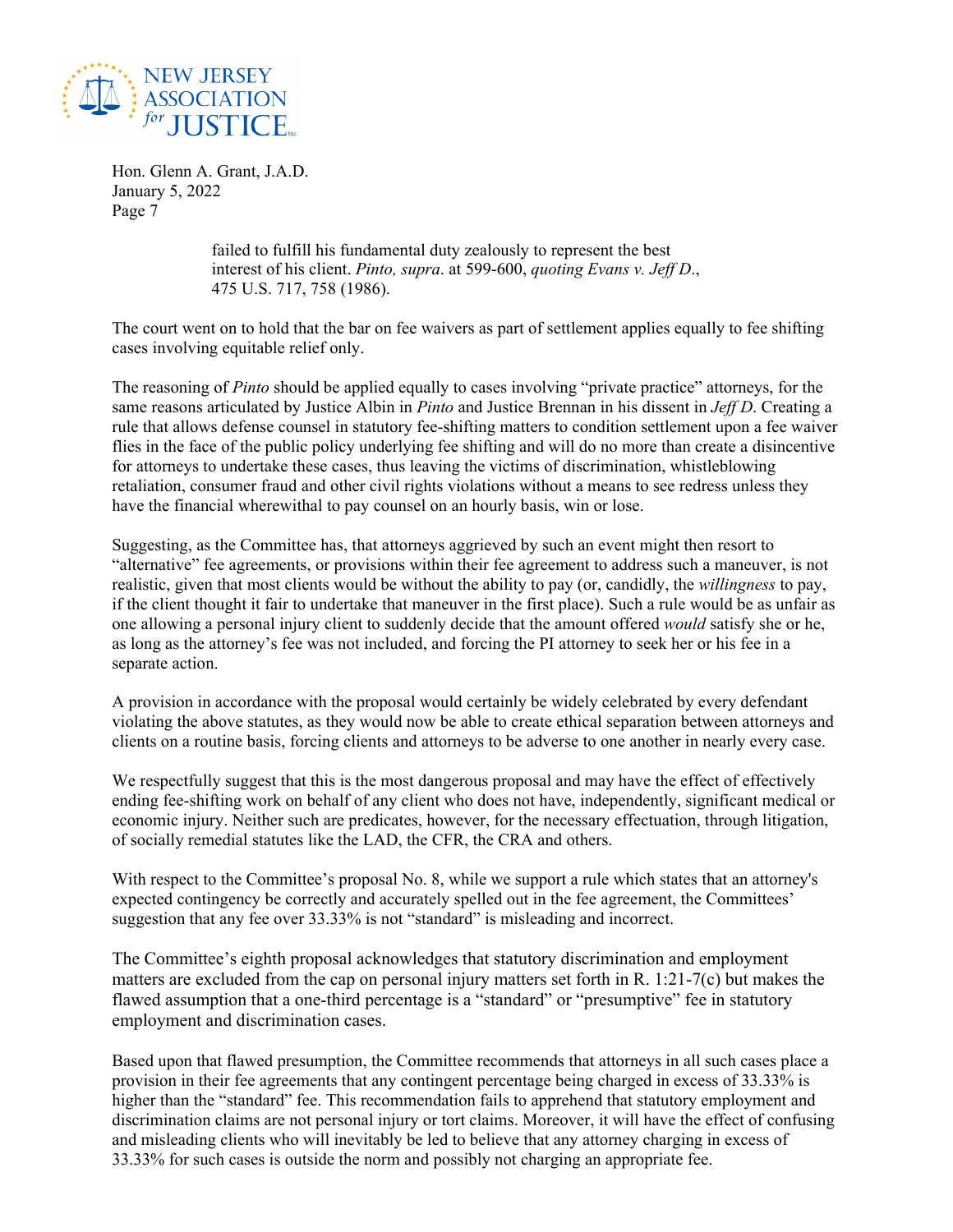> failed to fulfill his fundamental duty zealously to represent the best interest of his client. *Pinto, supra*. at 599-600, *quoting Evans v. Jeff D*., 475 U.S. 717, 758 (1986).

The court went on to hold that the bar on fee waivers as part of settlement applies equally to fee shifting cases involving equitable relief only.

The reasoning of *Pinto* should be applied equally to cases involving "private practice" attorneys, for the same reasons articulated by Justice Albin in *Pinto* and Justice Brennan in his dissent in *Jeff D*. Creating a rule that allows defense counsel in statutory fee-shifting matters to condition settlement upon a fee waiver flies in the face of the public policy underlying fee shifting and will do no more than create a disincentive for attorneys to undertake these cases, thus leaving the victims of discrimination, whistleblowing retaliation, consumer fraud and other civil rights violations without a means to see redress unless they have the financial wherewithal to pay counsel on an hourly basis, win or lose.

Suggesting, as the Committee has, that attorneys aggrieved by such an event might then resort to "alternative" fee agreements, or provisions within their fee agreement to address such a maneuver, is not realistic, given that most clients would be without the ability to pay (or, candidly, the *willingness* to pay, if the client thought it fair to undertake that maneuver in the first place). Such a rule would be as unfair as one allowing a personal injury client to suddenly decide that the amount offered *would* satisfy she or he, as long as the attorney's fee was not included, and forcing the PI attorney to seek her or his fee in a separate action.

A provision in accordance with the proposal would certainly be widely celebrated by every defendant violating the above statutes, as they would now be able to create ethical separation between attorneys and clients on a routine basis, forcing clients and attorneys to be adverse to one another in nearly every case.

We respectfully suggest that this is the most dangerous proposal and may have the effect of effectively ending fee-shifting work on behalf of any client who does not have, independently, significant medical or economic injury. Neither such are predicates, however, for the necessary effectuation, through litigation, of socially remedial statutes like the LAD, the CFR, the CRA and others.

With respect to the Committee's proposal No. 8, while we support a rule which states that an attorney's expected contingency be correctly and accurately spelled out in the fee agreement, the Committees' suggestion that any fee over 33.33% is not "standard" is misleading and incorrect.

The Committee's eighth proposal acknowledges that statutory discrimination and employment matters are excluded from the cap on personal injury matters set forth in R. 1:21-7(c) but makes the flawed assumption that a one-third percentage is a "standard" or "presumptive" fee in statutory employment and discrimination cases.

Based upon that flawed presumption, the Committee recommends that attorneys in all such cases place a provision in their fee agreements that any contingent percentage being charged in excess of 33.33% is higher than the "standard" fee. This recommendation fails to apprehend that statutory employment and discrimination claims are not personal injury or tort claims. Moreover, it will have the effect of confusing and misleading clients who will inevitably be led to believe that any attorney charging in excess of 33.33% for such cases is outside the norm and possibly not charging an appropriate fee.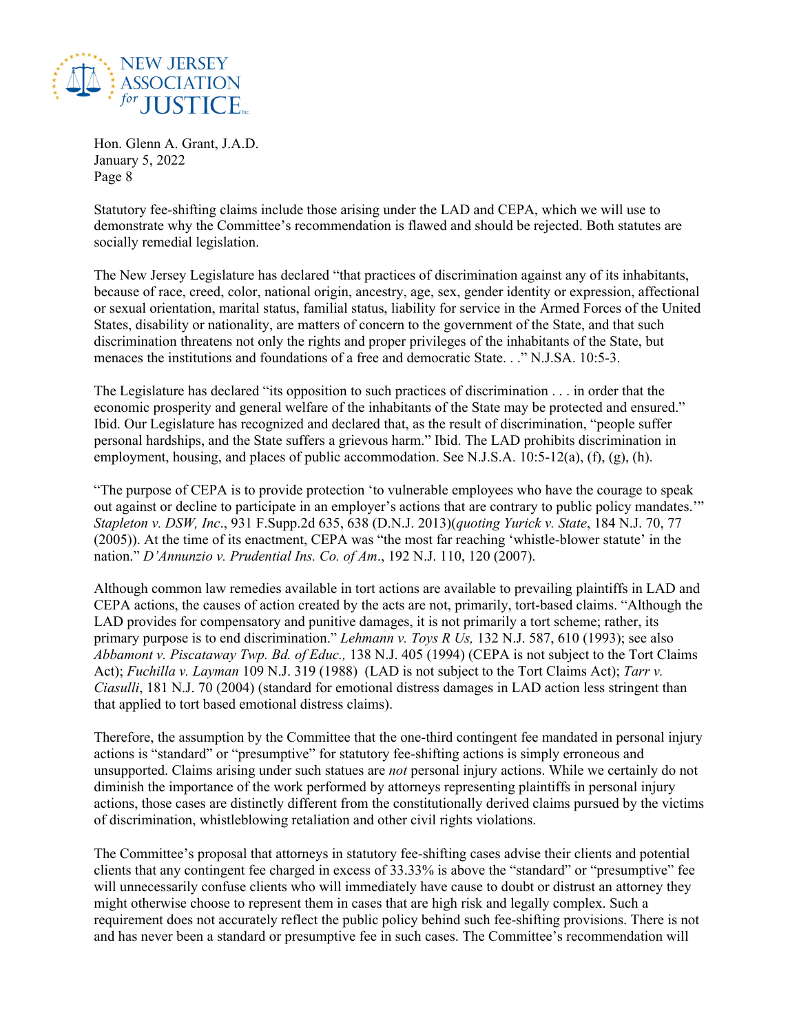Statutory fee-shifting claims include those arising under the LAD and CEPA, which we will use to demonstrate why the Committee's recommendation is flawed and should be rejected. Both statutes are socially remedial legislation.

The New Jersey Legislature has declared "that practices of discrimination against any of its inhabitants, because of race, creed, color, national origin, ancestry, age, sex, gender identity or expression, affectional or sexual orientation, marital status, familial status, liability for service in the Armed Forces of the United States, disability or nationality, are matters of concern to the government of the State, and that such discrimination threatens not only the rights and proper privileges of the inhabitants of the State, but menaces the institutions and foundations of a free and democratic State. . ." N.J.SA. 10:5-3.

The Legislature has declared "its opposition to such practices of discrimination . . . in order that the economic prosperity and general welfare of the inhabitants of the State may be protected and ensured." Ibid. Our Legislature has recognized and declared that, as the result of discrimination, "people suffer personal hardships, and the State suffers a grievous harm." Ibid. The LAD prohibits discrimination in employment, housing, and places of public accommodation. See N.J.S.A. 10:5-12(a), (f), (g), (h).

"The purpose of CEPA is to provide protection 'to vulnerable employees who have the courage to speak out against or decline to participate in an employer's actions that are contrary to public policy mandates.'" *Stapleton v. DSW, Inc*., 931 F.Supp.2d 635, 638 (D.N.J. 2013)(*quoting Yurick v. State*, 184 N.J. 70, 77 (2005)). At the time of its enactment, CEPA was "the most far reaching 'whistle-blower statute' in the nation." *D'Annunzio v. Prudential Ins. Co. of Am*., 192 N.J. 110, 120 (2007).

Although common law remedies available in tort actions are available to prevailing plaintiffs in LAD and CEPA actions, the causes of action created by the acts are not, primarily, tort-based claims. "Although the LAD provides for compensatory and punitive damages, it is not primarily a tort scheme; rather, its primary purpose is to end discrimination." *Lehmann v. Toys R Us,* 132 N.J. 587, 610 (1993); see also *Abbamont v. Piscataway Twp. Bd. of Educ.,* 138 N.J. 405 (1994) (CEPA is not subject to the Tort Claims Act); *Fuchilla v. Layman* 109 N.J. 319 (1988) (LAD is not subject to the Tort Claims Act); *Tarr v. Ciasulli*, 181 N.J. 70 (2004) (standard for emotional distress damages in LAD action less stringent than that applied to tort based emotional distress claims).

Therefore, the assumption by the Committee that the one-third contingent fee mandated in personal injury actions is "standard" or "presumptive" for statutory fee-shifting actions is simply erroneous and unsupported. Claims arising under such statues are *not* personal injury actions. While we certainly do not diminish the importance of the work performed by attorneys representing plaintiffs in personal injury actions, those cases are distinctly different from the constitutionally derived claims pursued by the victims of discrimination, whistleblowing retaliation and other civil rights violations.

The Committee's proposal that attorneys in statutory fee-shifting cases advise their clients and potential clients that any contingent fee charged in excess of 33.33% is above the "standard" or "presumptive" fee will unnecessarily confuse clients who will immediately have cause to doubt or distrust an attorney they might otherwise choose to represent them in cases that are high risk and legally complex. Such a requirement does not accurately reflect the public policy behind such fee-shifting provisions. There is not and has never been a standard or presumptive fee in such cases. The Committee's recommendation will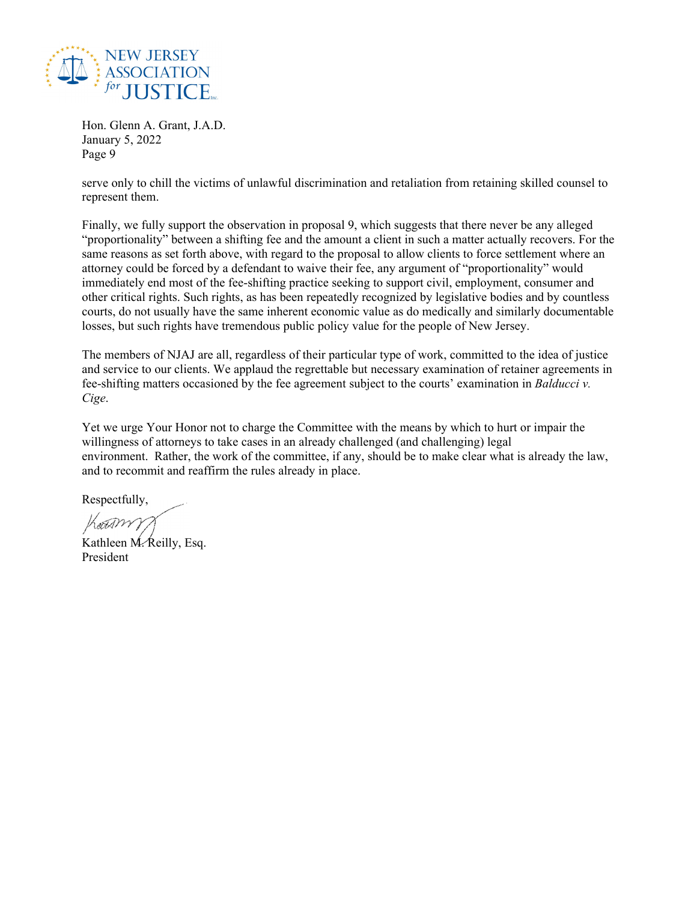serve only to chill the victims of unlawful discrimination and retaliation from retaining skilled counsel to represent them.

Finally, we fully support the observation in proposal 9, which suggests that there never be any alleged "proportionality" between a shifting fee and the amount a client in such a matter actually recovers. For the same reasons as set forth above, with regard to the proposal to allow clients to force settlement where an attorney could be forced by a defendant to waive their fee, any argument of "proportionality" would immediately end most of the fee-shifting practice seeking to support civil, employment, consumer and other critical rights. Such rights, as has been repeatedly recognized by legislative bodies and by countless courts, do not usually have the same inherent economic value as do medically and similarly documentable losses, but such rights have tremendous public policy value for the people of New Jersey.

The members of NJAJ are all, regardless of their particular type of work, committed to the idea of justice and service to our clients. We applaud the regrettable but necessary examination of retainer agreements in fee-shifting matters occasioned by the fee agreement subject to the courts' examination in *Balducci v. Cige*.

Yet we urge Your Honor not to charge the Committee with the means by which to hurt or impair the willingness of attorneys to take cases in an already challenged (and challenging) legal environment. Rather, the work of the committee, if any, should be to make clear what is already the law, and to recommit and reaffirm the rules already in place.

Respectfully,

Kathleen M. Reilly, Esq.
President